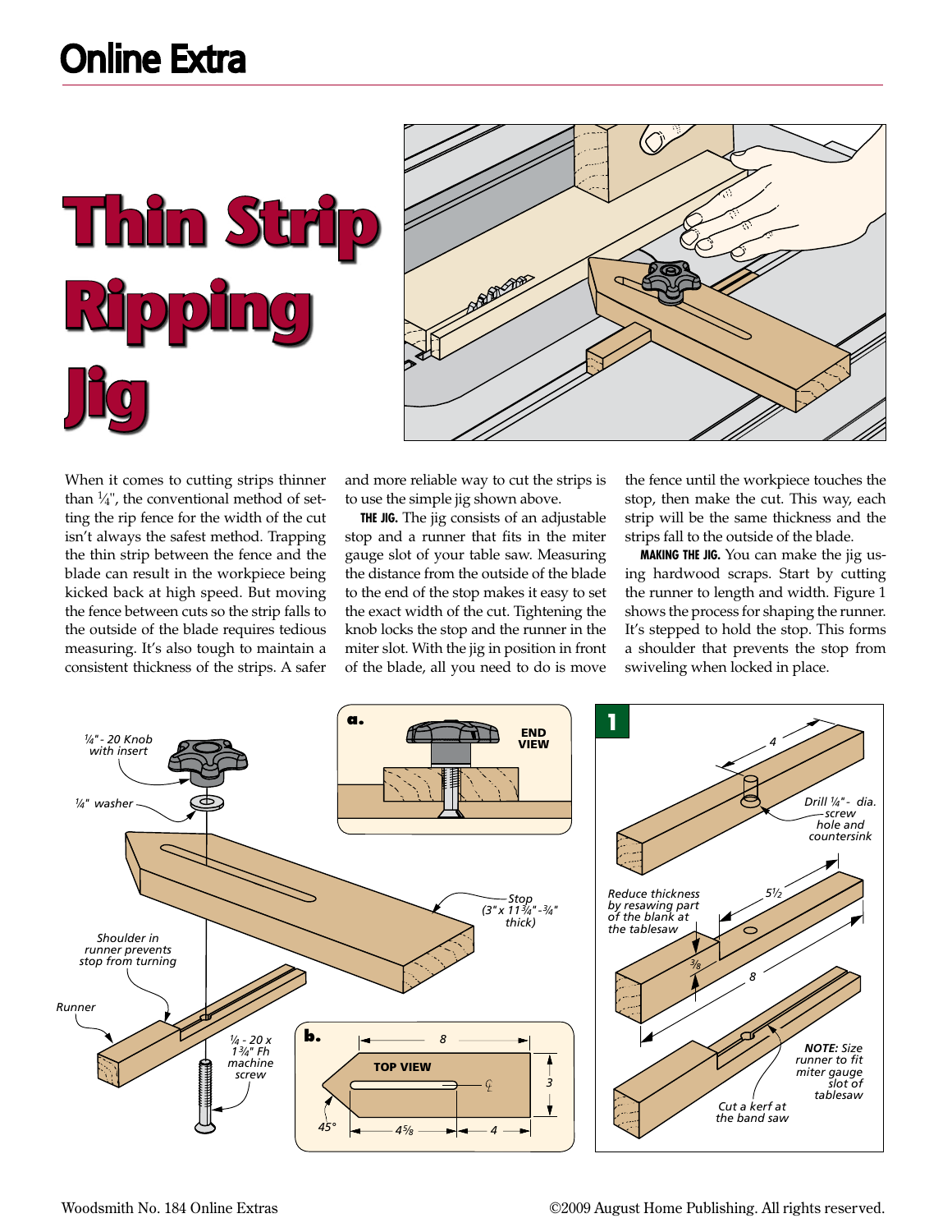Online Extra

# Thin Strip Ripping Jig

When it comes to cutting strips thinner than ¼", the conventional method of setting the rip fence for the width of the cut isn't always the safest method. Trapping the thin strip between the fence and the blade can result in the workpiece being kicked back at high speed. But moving the fence between cuts so the strip falls to the outside of the blade requires tedious measuring. It's also tough to maintain a consistent thickness of the strips. A safer and more reliable way to cut the strips is to use the simple jig shown above.

**THE JIG.** The jig consists of an adjustable stop and a runner that fits in the miter gauge slot of your table saw. Measuring the distance from the outside of the blade to the end of the stop makes it easy to set the exact width of the cut. Tightening the knob locks the stop and the runner in the miter slot. With the jig in position in front of the blade, all you need to do is move the fence until the workpiece touches the stop, then make the cut. This way, each strip will be the same thickness and the strips fall to the outside of the blade.

**MAKING THE JIG.** You can make the jig using hardwood scraps. Start by cutting the runner to length and width. Figure 1 shows the process for shaping the runner. It's stepped to hold the stop. This forms a shoulder that prevents the stop from swiveling when locked in place.

¼" - 20 Knob with insert

¼" washer

Stop (3" x 11¾" - ¾" thick)

Shoulder in runner prevents stop from turning

Runner

¼ - 20 x 1¾" Fh machine screw

**a.** END VIEW

**b.** TOP VIEW — 8, 3, 45°, 4⅝, 4

**1**

4

Drill ¼"-dia. screw hole and countersink

Reduce thickness by resawing part of the blank at the tablesaw

5½, ⅜, 8

**NOTE:** Size runner to fit miter gauge slot of tablesaw

Cut a kerf at the band saw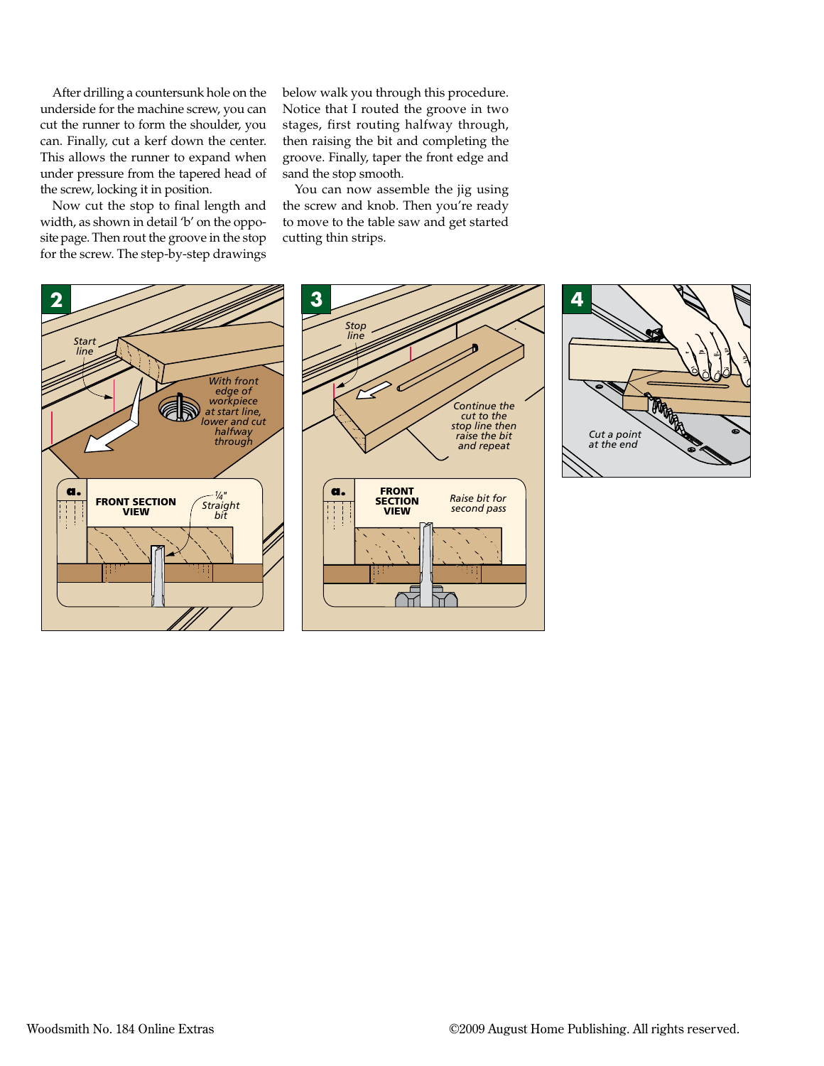After drilling a countersunk hole on the underside for the machine screw, you can cut the runner to form the shoulder, you can. Finally, cut a kerf down the center. This allows the runner to expand when under pressure from the tapered head of the screw, locking it in position.

Now cut the stop to final length and width, as shown in detail 'b' on the opposite page. Then rout the groove in the stop for the screw. The step-by-step drawings below walk you through this procedure. Notice that I routed the groove in two stages, first routing halfway through, then raising the bit and completing the groove. Finally, taper the front edge and sand the stop smooth.

You can now assemble the jig using the screw and knob. Then you're ready to move to the table saw and get started cutting thin strips.

**2**

Start line

With front edge of workpiece at start line, lower and cut halfway through

**a.** FRONT SECTION VIEW

¼" Straight bit

**3**

Stop line

Continue the cut to the stop line then raise the bit and repeat

**a.** FRONT SECTION VIEW

Raise bit for second pass

**4**

Cut a point at the end